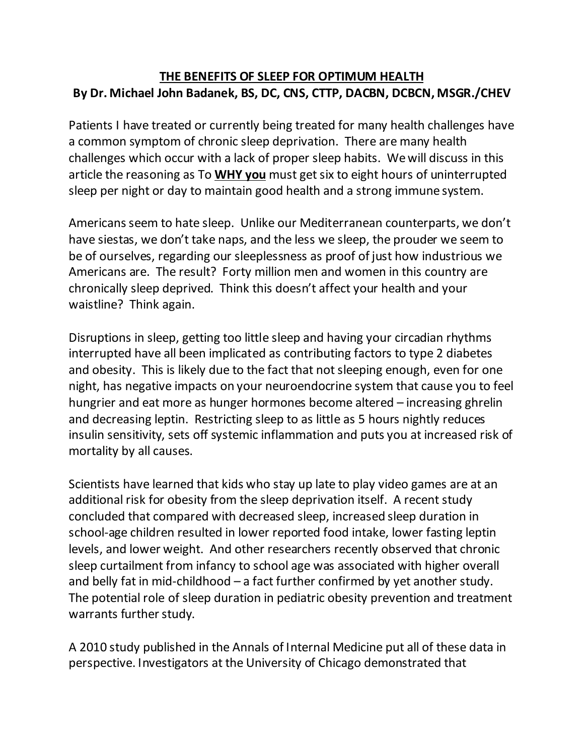# **THE BENEFITS OF SLEEP FOR OPTIMUM HEALTH**

**By Dr. Michael John Badanek, BS, DC, CNS, CTTP, DACBN, DCBCN, MSGR./CHEV**

Patients I have treated or currently being treated for many health challenges have a common symptom of chronic sleep deprivation. There are many health challenges which occur with a lack of proper sleep habits. We will discuss in this article the reasoning as To **WHY you** must get six to eight hours of uninterrupted sleep per night or day to maintain good health and a strong immune system.

Americans seem to hate sleep. Unlike our Mediterranean counterparts, we don't have siestas, we don't take naps, and the less we sleep, the prouder we seem to be of ourselves, regarding our sleeplessness as proof of just how industrious we Americans are. The result? Forty million men and women in this country are chronically sleep deprived. Think this doesn't affect your health and your waistline? Think again.

Disruptions in sleep, getting too little sleep and having your circadian rhythms interrupted have all been implicated as contributing factors to type 2 diabetes and obesity. This is likely due to the fact that not sleeping enough, even for one night, has negative impacts on your neuroendocrine system that cause you to feel hungrier and eat more as hunger hormones become altered – increasing ghrelin and decreasing leptin. Restricting sleep to as little as 5 hours nightly reduces insulin sensitivity, sets off systemic inflammation and puts you at increased risk of mortality by all causes.

Scientists have learned that kids who stay up late to play video games are at an additional risk for obesity from the sleep deprivation itself. A recent study concluded that compared with decreased sleep, increased sleep duration in school-age children resulted in lower reported food intake, lower fasting leptin levels, and lower weight. And other researchers recently observed that chronic sleep curtailment from infancy to school age was associated with higher overall and belly fat in mid-childhood – a fact further confirmed by yet another study. The potential role of sleep duration in pediatric obesity prevention and treatment warrants further study.

A 2010 study published in the Annals of Internal Medicine put all of these data in perspective. Investigators at the University of Chicago demonstrated that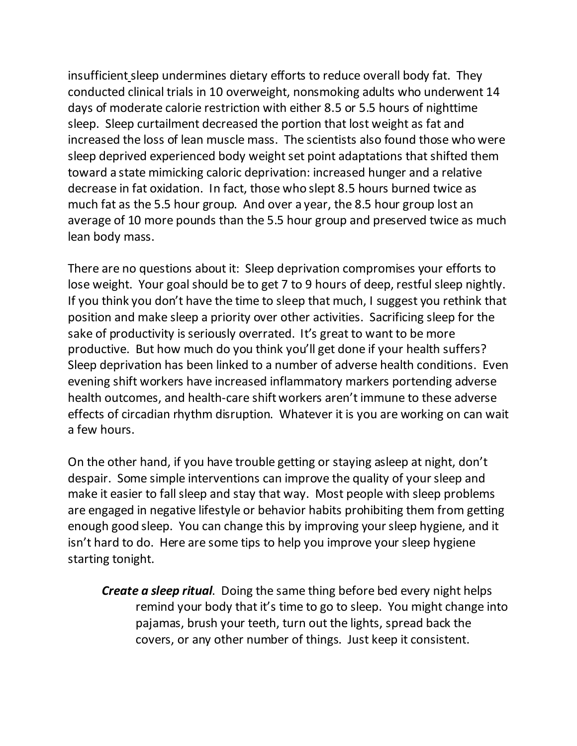insufficient sleep undermines dietary efforts to reduce overall body fat. They conducted clinical trials in 10 overweight, nonsmoking adults who underwent 14 days of moderate calorie restriction with either 8.5 or 5.5 hours of nighttime sleep. Sleep curtailment decreased the portion that lost weight as fat and increased the loss of lean muscle mass. The scientists also found those who were sleep deprived experienced body weight set point adaptations that shifted them toward a state mimicking caloric deprivation: increased hunger and a relative decrease in fat oxidation. In fact, those who slept 8.5 hours burned twice as much fat as the 5.5 hour group. And over a year, the 8.5 hour group lost an average of 10 more pounds than the 5.5 hour group and preserved twice as much lean body mass.

There are no questions about it: Sleep deprivation compromises your efforts to lose weight. Your goal should be to get 7 to 9 hours of deep, restful sleep nightly. If you think you don't have the time to sleep that much, I suggest you rethink that position and make sleep a priority over other activities. Sacrificing sleep for the sake of productivity is seriously overrated. It's great to want to be more productive. But how much do you think you'll get done if your health suffers? Sleep deprivation has been linked to a number of adverse health conditions. Even evening shift workers have increased inflammatory markers portending adverse health outcomes, and health-care shift workers aren't immune to these adverse effects of circadian rhythm disruption. Whatever it is you are working on can wait a few hours.

On the other hand, if you have trouble getting or staying asleep at night, don't despair. Some simple interventions can improve the quality of your sleep and make it easier to fall sleep and stay that way. Most people with sleep problems are engaged in negative lifestyle or behavior habits prohibiting them from getting enough good sleep. You can change this by improving your sleep hygiene, and it isn't hard to do. Here are some tips to help you improve your sleep hygiene starting tonight.

***Create a sleep ritual***. Doing the same thing before bed every night helps remind your body that it's time to go to sleep. You might change into pajamas, brush your teeth, turn out the lights, spread back the covers, or any other number of things. Just keep it consistent.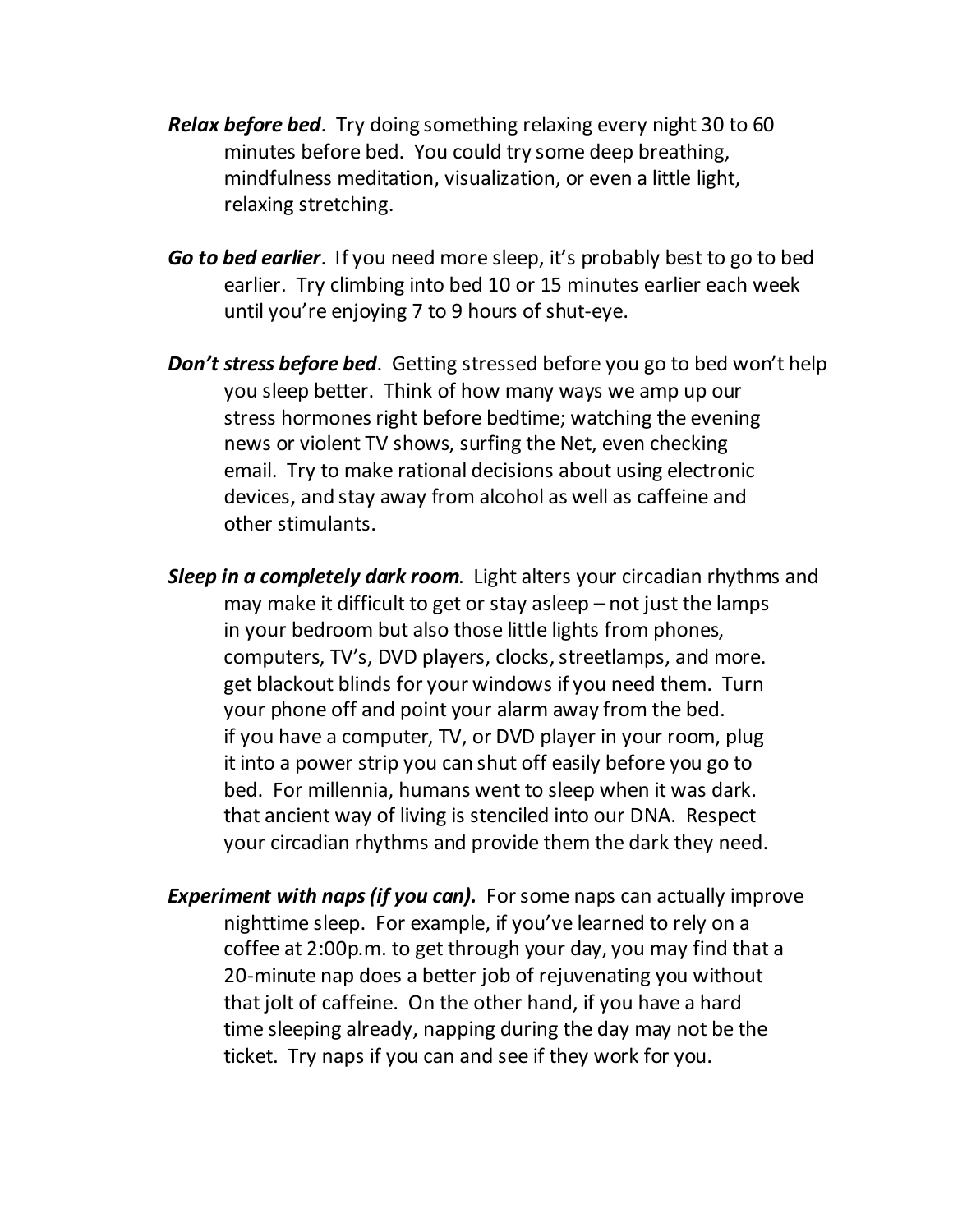***Relax before bed***. Try doing something relaxing every night 30 to 60 minutes before bed. You could try some deep breathing, mindfulness meditation, visualization, or even a little light, relaxing stretching.

***Go to bed earlier***. If you need more sleep, it's probably best to go to bed earlier. Try climbing into bed 10 or 15 minutes earlier each week until you're enjoying 7 to 9 hours of shut-eye.

***Don't stress before bed***. Getting stressed before you go to bed won't help you sleep better. Think of how many ways we amp up our stress hormones right before bedtime; watching the evening news or violent TV shows, surfing the Net, even checking email. Try to make rational decisions about using electronic devices, and stay away from alcohol as well as caffeine and other stimulants.

***Sleep in a completely dark room***. Light alters your circadian rhythms and may make it difficult to get or stay asleep – not just the lamps in your bedroom but also those little lights from phones, computers, TV's, DVD players, clocks, streetlamps, and more. get blackout blinds for your windows if you need them. Turn your phone off and point your alarm away from the bed. if you have a computer, TV, or DVD player in your room, plug it into a power strip you can shut off easily before you go to bed. For millennia, humans went to sleep when it was dark. that ancient way of living is stenciled into our DNA. Respect your circadian rhythms and provide them the dark they need.

***Experiment with naps (if you can).*** For some naps can actually improve nighttime sleep. For example, if you've learned to rely on a coffee at 2:00p.m. to get through your day, you may find that a 20-minute nap does a better job of rejuvenating you without that jolt of caffeine. On the other hand, if you have a hard time sleeping already, napping during the day may not be the ticket. Try naps if you can and see if they work for you.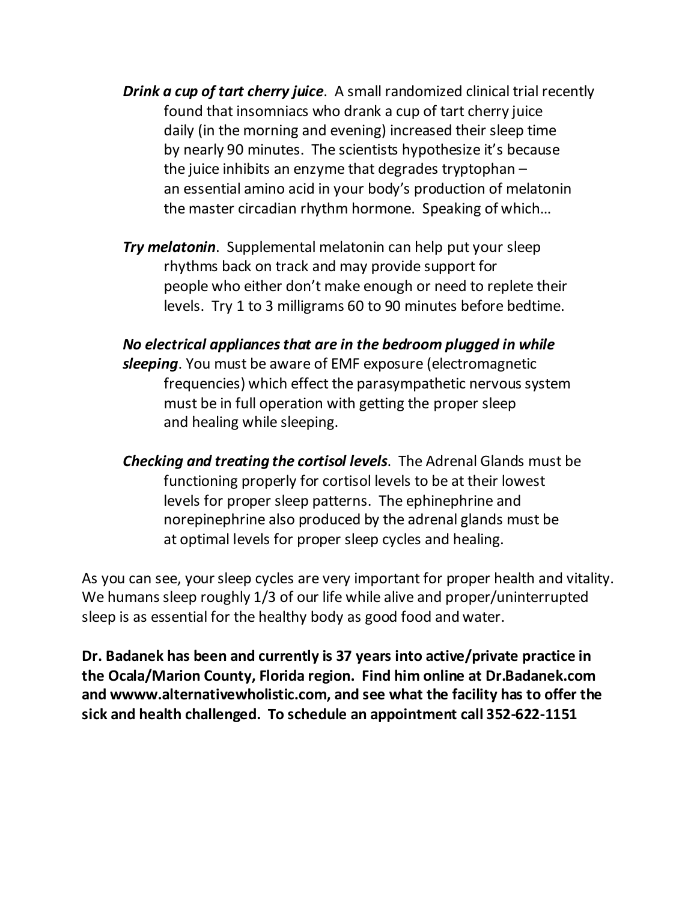***Drink a cup of tart cherry juice***. A small randomized clinical trial recently found that insomniacs who drank a cup of tart cherry juice daily (in the morning and evening) increased their sleep time by nearly 90 minutes. The scientists hypothesize it's because the juice inhibits an enzyme that degrades tryptophan – an essential amino acid in your body's production of melatonin the master circadian rhythm hormone. Speaking of which…

***Try melatonin***. Supplemental melatonin can help put your sleep rhythms back on track and may provide support for people who either don't make enough or need to replete their levels. Try 1 to 3 milligrams 60 to 90 minutes before bedtime.

***No electrical appliances that are in the bedroom plugged in while sleeping***. You must be aware of EMF exposure (electromagnetic frequencies) which effect the parasympathetic nervous system must be in full operation with getting the proper sleep and healing while sleeping.

***Checking and treating the cortisol levels***. The Adrenal Glands must be functioning properly for cortisol levels to be at their lowest levels for proper sleep patterns. The ephinephrine and norepinephrine also produced by the adrenal glands must be at optimal levels for proper sleep cycles and healing.

As you can see, your sleep cycles are very important for proper health and vitality. We humans sleep roughly 1/3 of our life while alive and proper/uninterrupted sleep is as essential for the healthy body as good food and water.

**Dr. Badanek has been and currently is 37 years into active/private practice in the Ocala/Marion County, Florida region. Find him online at Dr.Badanek.com and wwww.alternativewholistic.com, and see what the facility has to offer the sick and health challenged. To schedule an appointment call 352-622-1151**